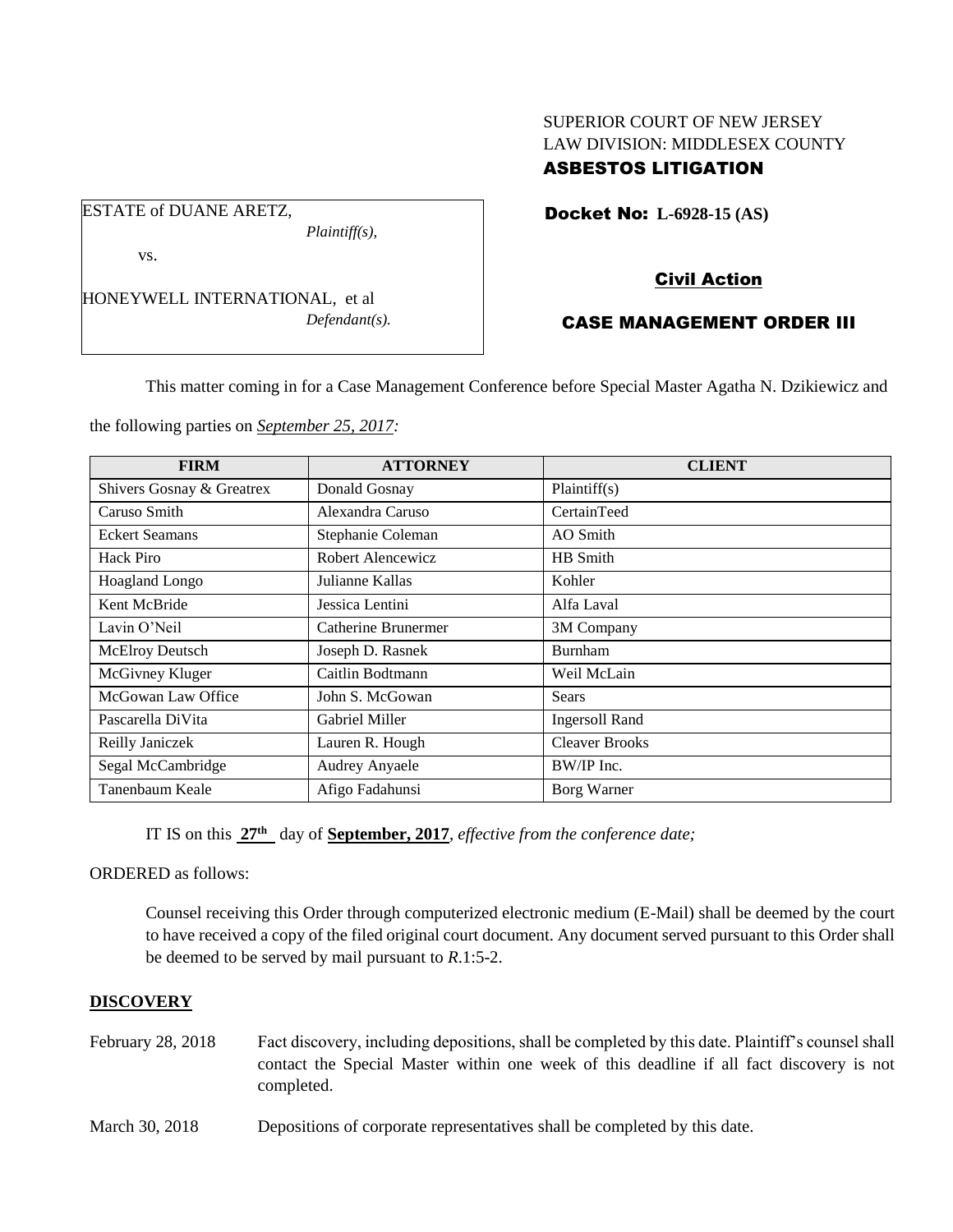SUPERIOR COURT OF NEW JERSEY
LAW DIVISION: MIDDLESEX COUNTY
**ASBESTOS LITIGATION**

ESTATE of DUANE ARETZ,
*Plaintiff(s),*

vs.

HONEYWELL INTERNATIONAL, et al
*Defendant(s).*

**Docket No: L-6928-15 (AS)**

**Civil Action**

**CASE MANAGEMENT ORDER III**

This matter coming in for a Case Management Conference before Special Master Agatha N. Dzikiewicz and the following parties on ***September 25, 2017:***

| FIRM | ATTORNEY | CLIENT |
|---|---|---|
| Shivers Gosnay & Greatrex | Donald Gosnay | Plaintiff(s) |
| Caruso Smith | Alexandra Caruso | CertainTeed |
| Eckert Seamans | Stephanie Coleman | AO Smith |
| Hack Piro | Robert Alencewicz | HB Smith |
| Hoagland Longo | Julianne Kallas | Kohler |
| Kent McBride | Jessica Lentini | Alfa Laval |
| Lavin O'Neil | Catherine Brunermer | 3M Company |
| McElroy Deutsch | Joseph D. Rasnek | Burnham |
| McGivney Kluger | Caitlin Bodtmann | Weil McLain |
| McGowan Law Office | John S. McGowan | Sears |
| Pascarella DiVita | Gabriel Miller | Ingersoll Rand |
| Reilly Janiczek | Lauren R. Hough | Cleaver Brooks |
| Segal McCambridge | Audrey Anyaele | BW/IP Inc. |
| Tanenbaum Keale | Afigo Fadahunsi | Borg Warner |

IT IS on this **27th** day of **September, 2017**, *effective from the conference date;*

ORDERED as follows:

Counsel receiving this Order through computerized electronic medium (E-Mail) shall be deemed by the court to have received a copy of the filed original court document. Any document served pursuant to this Order shall be deemed to be served by mail pursuant to *R*.1:5-2.

**DISCOVERY**

February 28, 2018 — Fact discovery, including depositions, shall be completed by this date. Plaintiff's counsel shall contact the Special Master within one week of this deadline if all fact discovery is not completed.

March 30, 2018 — Depositions of corporate representatives shall be completed by this date.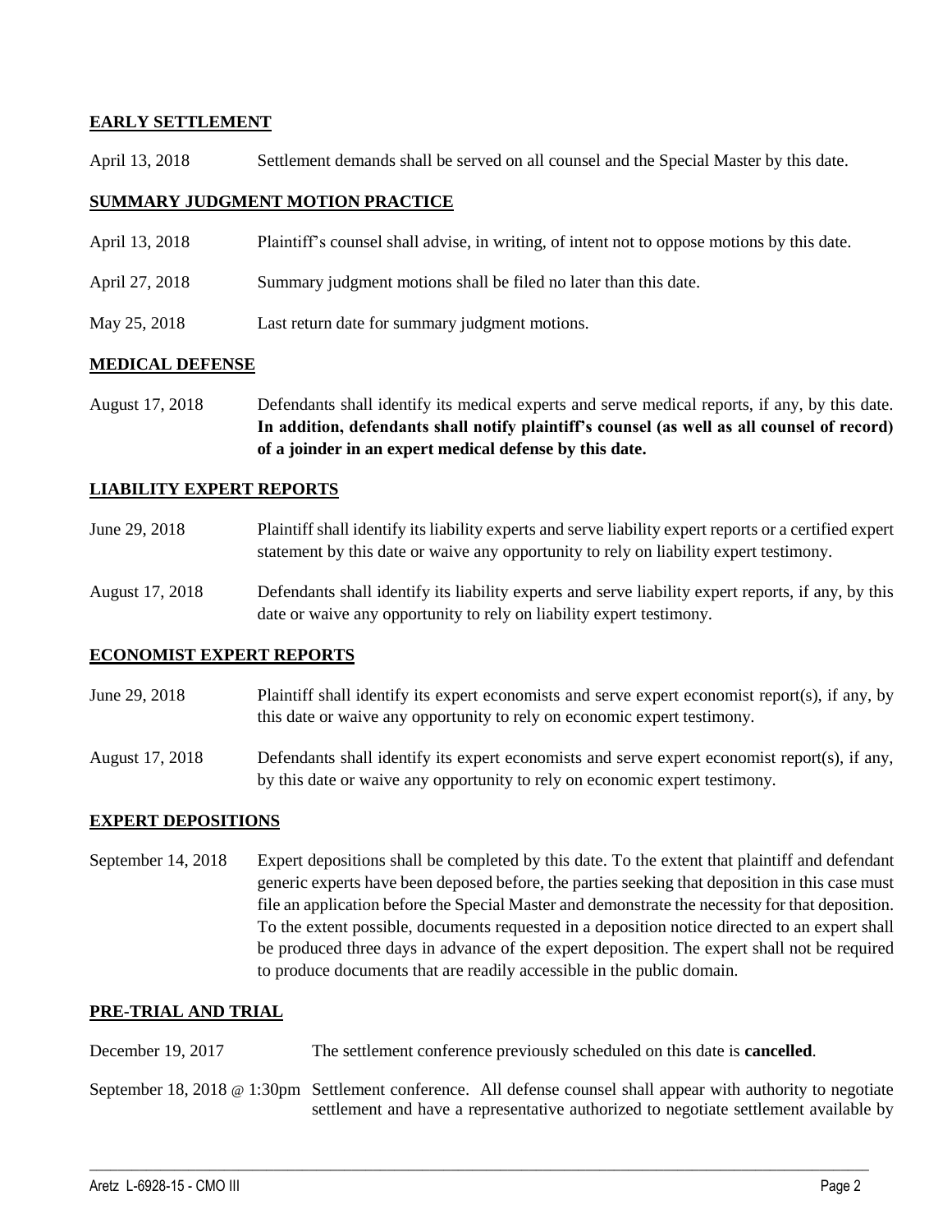## EARLY SETTLEMENT

April 13, 2018 Settlement demands shall be served on all counsel and the Special Master by this date.

## SUMMARY JUDGMENT MOTION PRACTICE

April 13, 2018 Plaintiff's counsel shall advise, in writing, of intent not to oppose motions by this date.

April 27, 2018 Summary judgment motions shall be filed no later than this date.

May 25, 2018 Last return date for summary judgment motions.

## MEDICAL DEFENSE

August 17, 2018 Defendants shall identify its medical experts and serve medical reports, if any, by this date. **In addition, defendants shall notify plaintiff's counsel (as well as all counsel of record) of a joinder in an expert medical defense by this date.**

## LIABILITY EXPERT REPORTS

June 29, 2018 Plaintiff shall identify its liability experts and serve liability expert reports or a certified expert statement by this date or waive any opportunity to rely on liability expert testimony.

August 17, 2018 Defendants shall identify its liability experts and serve liability expert reports, if any, by this date or waive any opportunity to rely on liability expert testimony.

## ECONOMIST EXPERT REPORTS

June 29, 2018 Plaintiff shall identify its expert economists and serve expert economist report(s), if any, by this date or waive any opportunity to rely on economic expert testimony.

August 17, 2018 Defendants shall identify its expert economists and serve expert economist report(s), if any, by this date or waive any opportunity to rely on economic expert testimony.

## EXPERT DEPOSITIONS

September 14, 2018 Expert depositions shall be completed by this date. To the extent that plaintiff and defendant generic experts have been deposed before, the parties seeking that deposition in this case must file an application before the Special Master and demonstrate the necessity for that deposition. To the extent possible, documents requested in a deposition notice directed to an expert shall be produced three days in advance of the expert deposition. The expert shall not be required to produce documents that are readily accessible in the public domain.

## PRE-TRIAL AND TRIAL

December 19, 2017 The settlement conference previously scheduled on this date is **cancelled**.

September 18, 2018 @ 1:30pm Settlement conference. All defense counsel shall appear with authority to negotiate settlement and have a representative authorized to negotiate settlement available by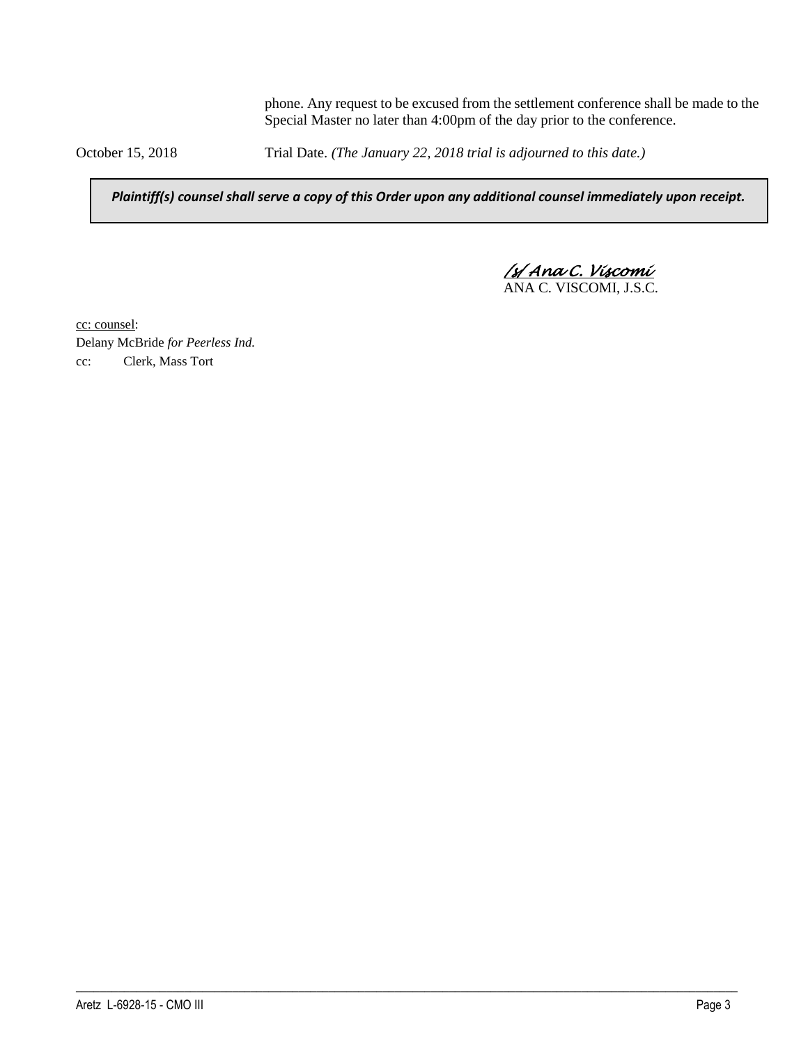phone. Any request to be excused from the settlement conference shall be made to the Special Master no later than 4:00pm of the day prior to the conference.

October 15, 2018 Trial Date. *(The January 22, 2018 trial is adjourned to this date.)*

***Plaintiff(s) counsel shall serve a copy of this Order upon any additional counsel immediately upon receipt.***

*/s/ Ana C. Viscomi*
ANA C. VISCOMI, J.S.C.

cc: counsel:
Delany McBride *for Peerless Ind.*
cc: Clerk, Mass Tort